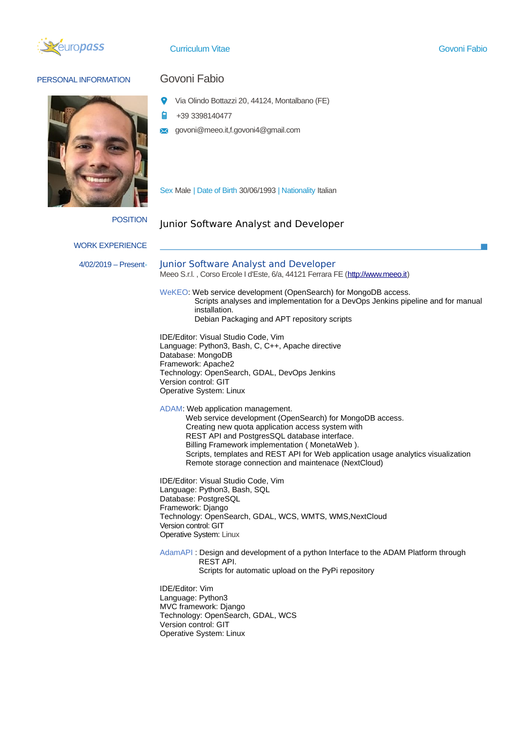# Curriculum Vitae

## PERSONAL INFORMATION

**Govoni Fabio**

Via Olindo Bottazzi 20, 44124, Montalbano (FE)

+39 3398140477

govoni@meeo.it,f.govoni4@gmail.com

Sex Male | Date of Birth 30/06/1993 | Nationality Italian

## POSITION

Junior Software Analyst and Developer

## WORK EXPERIENCE

**4/02/2019 – Present-**

### Junior Software Analyst and Developer

Meeo S.r.l. , Corso Ercole I d'Este, 6/a, 44121 Ferrara FE (http://www.meeo.it)

WeKEO: Web service development (OpenSearch) for MongoDB access.
Scripts analyses and implementation for a DevOps Jenkins pipeline and for manual installation.
Debian Packaging and APT repository scripts

IDE/Editor: Visual Studio Code, Vim
Language: Python3, Bash, C, C++, Apache directive
Database: MongoDB
Framework: Apache2
Technology: OpenSearch, GDAL, DevOps Jenkins
Version control: GIT
Operative System: Linux

ADAM: Web application management.
Web service development (OpenSearch) for MongoDB access.
Creating new quota application access system with
REST API and PostgresSQL database interface.
Billing Framework implementation ( MonetaWeb ).
Scripts, templates and REST API for Web application usage analytics visualization
Remote storage connection and maintenace (NextCloud)

IDE/Editor: Visual Studio Code, Vim
Language: Python3, Bash, SQL
Database: PostgreSQL
Framework: Django
Technology: OpenSearch, GDAL, WCS, WMTS, WMS,NextCloud
Version control: GIT
Operative System: Linux

AdamAPI : Design and development of a python Interface to the ADAM Platform through REST API.
Scripts for automatic upload on the PyPi repository

IDE/Editor: Vim
Language: Python3
MVC framework: Django
Technology: OpenSearch, GDAL, WCS
Version control: GIT
Operative System: Linux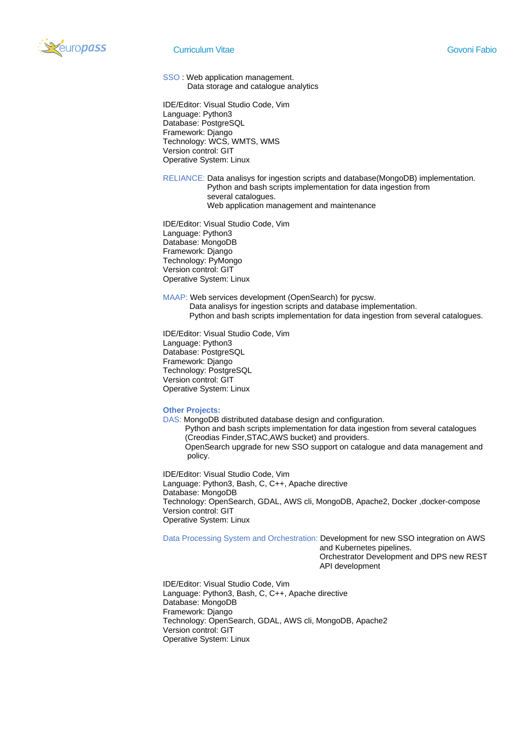SSO : Web application management.
Data storage and catalogue analytics

IDE/Editor: Visual Studio Code, Vim
Language: Python3
Database: PostgreSQL
Framework: Django
Technology: WCS, WMTS, WMS
Version control: GIT
Operative System: Linux

RELIANCE: Data analisys for ingestion scripts and database(MongoDB) implementation.
Python and bash scripts implementation for data ingestion from several catalogues.
Web application management and maintenance

IDE/Editor: Visual Studio Code, Vim
Language: Python3
Database: MongoDB
Framework: Django
Technology: PyMongo
Version control: GIT
Operative System: Linux

MAAP: Web services development (OpenSearch) for pycsw.
Data analisys for ingestion scripts and database implementation.
Python and bash scripts implementation for data ingestion from several catalogues.

IDE/Editor: Visual Studio Code, Vim
Language: Python3
Database: PostgreSQL
Framework: Django
Technology: PostgreSQL
Version control: GIT
Operative System: Linux

**Other Projects:**

DAS: MongoDB distributed database design and configuration.
Python and bash scripts implementation for data ingestion from several catalogues (Creodias Finder,STAC,AWS bucket) and providers.
OpenSearch upgrade for new SSO support on catalogue and data management and policy.

IDE/Editor: Visual Studio Code, Vim
Language: Python3, Bash, C, C++, Apache directive
Database: MongoDB
Technology: OpenSearch, GDAL, AWS cli, MongoDB, Apache2, Docker ,docker-compose
Version control: GIT
Operative System: Linux

Data Processing System and Orchestration: Development for new SSO integration on AWS and Kubernetes pipelines.
Orchestrator Development and DPS new REST API development

IDE/Editor: Visual Studio Code, Vim
Language: Python3, Bash, C, C++, Apache directive
Database: MongoDB
Framework: Django
Technology: OpenSearch, GDAL, AWS cli, MongoDB, Apache2
Version control: GIT
Operative System: Linux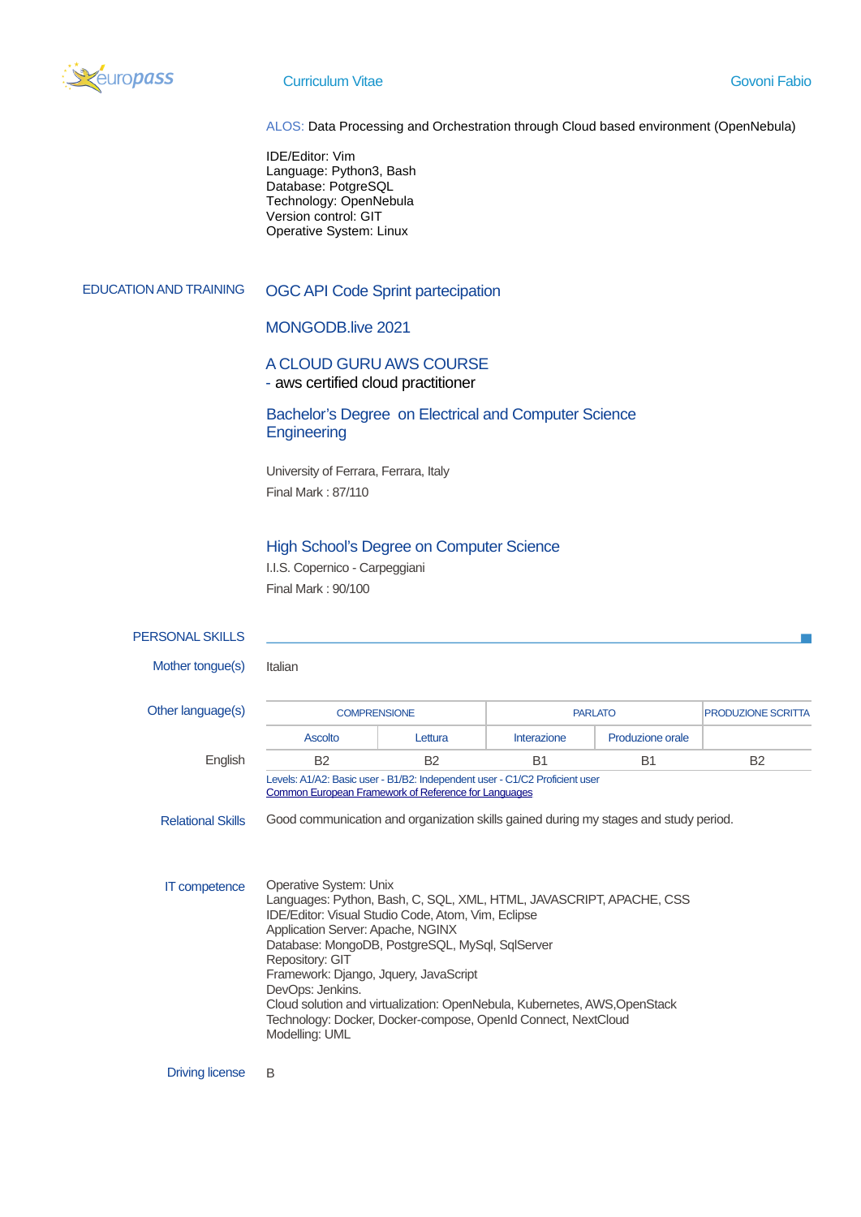ALOS: Data Processing and Orchestration through Cloud based environment (OpenNebula)

IDE/Editor: Vim
Language: Python3, Bash
Database: PotgreSQL
Technology: OpenNebula
Version control: GIT
Operative System: Linux

## EDUCATION AND TRAINING

### OGC API Code Sprint partecipation

### MONGODB.live 2021

### A CLOUD GURU AWS COURSE

- aws certified cloud practitioner

### Bachelor's Degree on Electrical and Computer Science Engineering

University of Ferrara, Ferrara, Italy

Final Mark : 87/110

### High School's Degree on Computer Science

I.I.S. Copernico - Carpeggiani

Final Mark : 90/100

## PERSONAL SKILLS

**Mother tongue(s)** Italian

**Other language(s)**

| | COMPRENSIONE | | PARLATO | | PRODUZIONE SCRITTA |
|---|---|---|---|---|---|
| | Ascolto | Lettura | Interazione | Produzione orale | |
| English | B2 | B2 | B1 | B1 | B2 |

Levels: A1/A2: Basic user - B1/B2: Independent user - C1/C2 Proficient user
Common European Framework of Reference for Languages

**Relational Skills** Good communication and organization skills gained during my stages and study period.

**IT competence**

Operative System: Unix
Languages: Python, Bash, C, SQL, XML, HTML, JAVASCRIPT, APACHE, CSS
IDE/Editor: Visual Studio Code, Atom, Vim, Eclipse
Application Server: Apache, NGINX
Database: MongoDB, PostgreSQL, MySql, SqlServer
Repository: GIT
Framework: Django, Jquery, JavaScript
DevOps: Jenkins.
Cloud solution and virtualization: OpenNebula, Kubernetes, AWS,OpenStack
Technology: Docker, Docker-compose, OpenId Connect, NextCloud
Modelling: UML

**Driving license** B